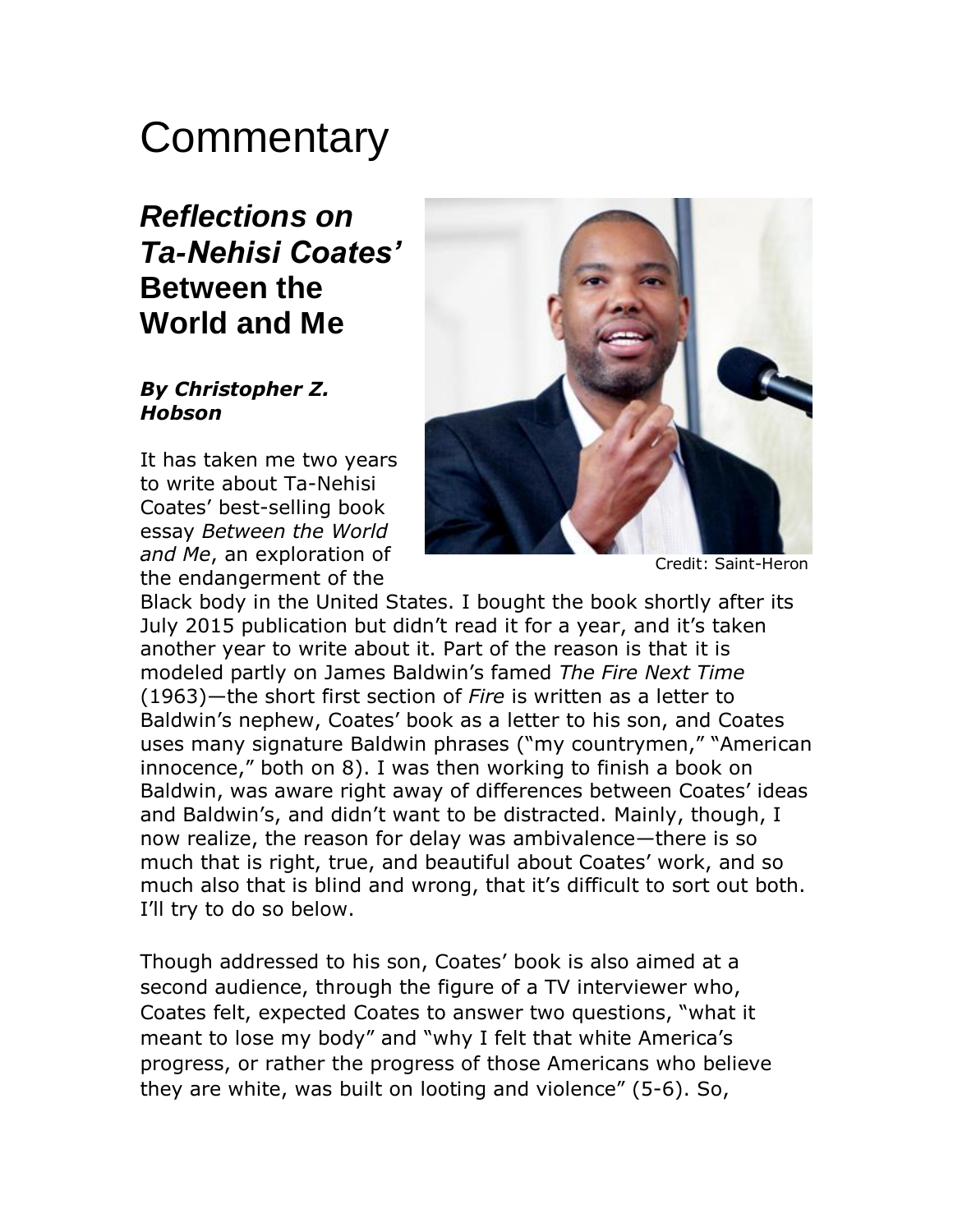# Commentary

## *Reflections on Ta-Nehisi Coates'* Between the World and Me

***By Christopher Z. Hobson***

Credit: Saint-Heron

It has taken me two years to write about Ta-Nehisi Coates' best-selling book essay *Between the World and Me*, an exploration of the endangerment of the Black body in the United States. I bought the book shortly after its July 2015 publication but didn't read it for a year, and it's taken another year to write about it. Part of the reason is that it is modeled partly on James Baldwin's famed *The Fire Next Time* (1963)—the short first section of *Fire* is written as a letter to Baldwin's nephew, Coates' book as a letter to his son, and Coates uses many signature Baldwin phrases ("my countrymen," "American innocence," both on 8). I was then working to finish a book on Baldwin, was aware right away of differences between Coates' ideas and Baldwin's, and didn't want to be distracted. Mainly, though, I now realize, the reason for delay was ambivalence—there is so much that is right, true, and beautiful about Coates' work, and so much also that is blind and wrong, that it's difficult to sort out both. I'll try to do so below.

Though addressed to his son, Coates' book is also aimed at a second audience, through the figure of a TV interviewer who, Coates felt, expected Coates to answer two questions, "what it meant to lose my body" and "why I felt that white America's progress, or rather the progress of those Americans who believe they are white, was built on looting and violence" (5-6). So,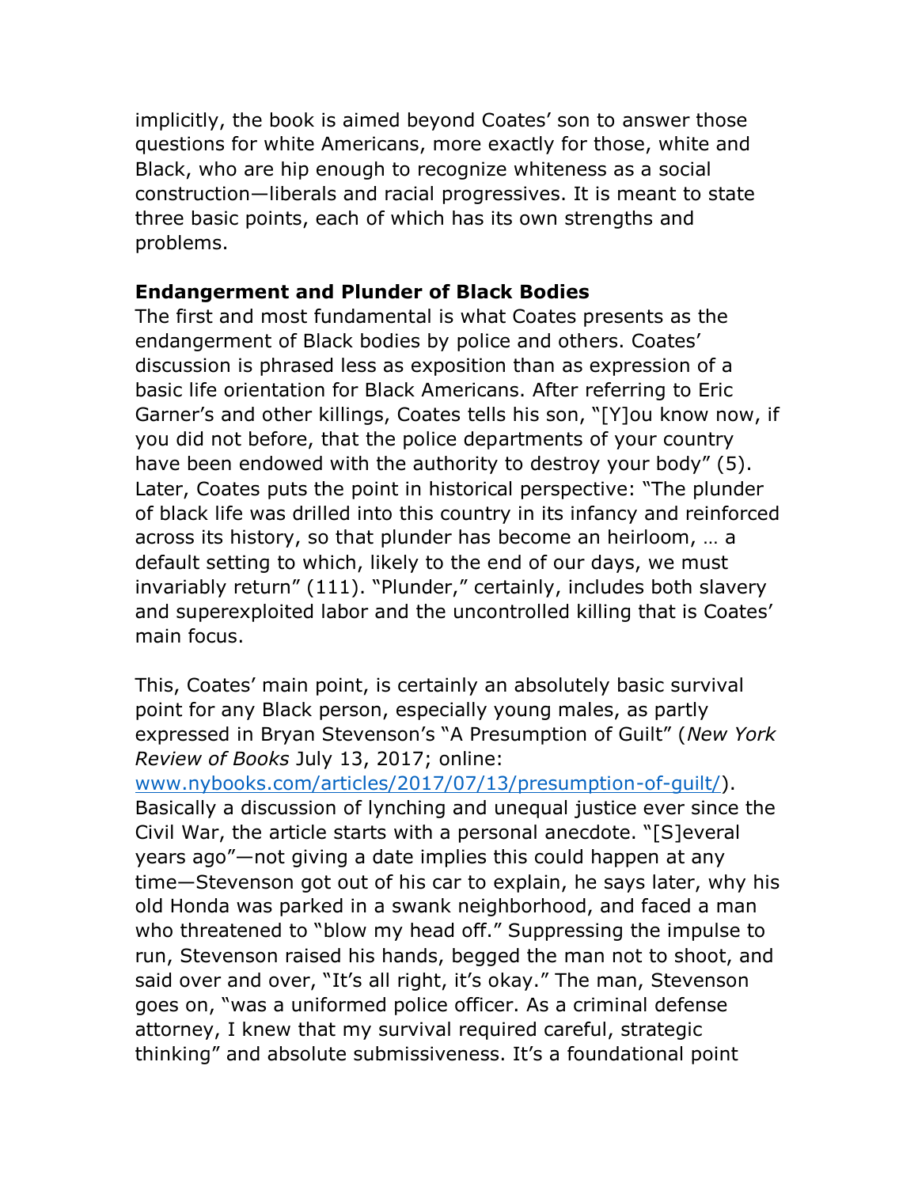implicitly, the book is aimed beyond Coates' son to answer those questions for white Americans, more exactly for those, white and Black, who are hip enough to recognize whiteness as a social construction—liberals and racial progressives. It is meant to state three basic points, each of which has its own strengths and problems.

**Endangerment and Plunder of Black Bodies**

The first and most fundamental is what Coates presents as the endangerment of Black bodies by police and others. Coates' discussion is phrased less as exposition than as expression of a basic life orientation for Black Americans. After referring to Eric Garner's and other killings, Coates tells his son, "[Y]ou know now, if you did not before, that the police departments of your country have been endowed with the authority to destroy your body" (5). Later, Coates puts the point in historical perspective: "The plunder of black life was drilled into this country in its infancy and reinforced across its history, so that plunder has become an heirloom, … a default setting to which, likely to the end of our days, we must invariably return" (111). "Plunder," certainly, includes both slavery and superexploited labor and the uncontrolled killing that is Coates' main focus.

This, Coates' main point, is certainly an absolutely basic survival point for any Black person, especially young males, as partly expressed in Bryan Stevenson's "A Presumption of Guilt" (*New York Review of Books* July 13, 2017; online: [www.nybooks.com/articles/2017/07/13/presumption-of-guilt/](www.nybooks.com/articles/2017/07/13/presumption-of-guilt/)). Basically a discussion of lynching and unequal justice ever since the Civil War, the article starts with a personal anecdote. "[S]everal years ago"—not giving a date implies this could happen at any time—Stevenson got out of his car to explain, he says later, why his old Honda was parked in a swank neighborhood, and faced a man who threatened to "blow my head off." Suppressing the impulse to run, Stevenson raised his hands, begged the man not to shoot, and said over and over, "It's all right, it's okay." The man, Stevenson goes on, "was a uniformed police officer. As a criminal defense attorney, I knew that my survival required careful, strategic thinking" and absolute submissiveness. It's a foundational point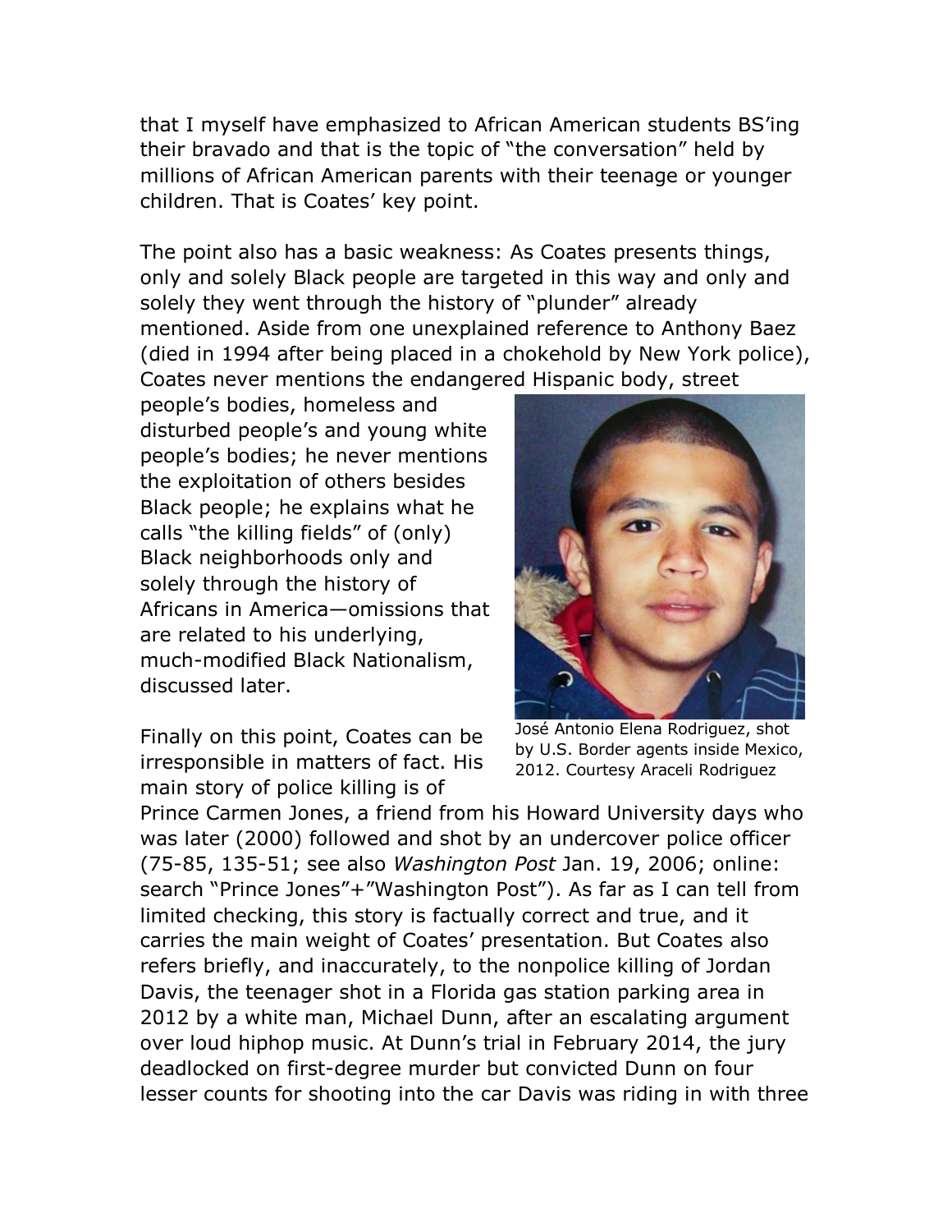that I myself have emphasized to African American students BS'ing their bravado and that is the topic of "the conversation" held by millions of African American parents with their teenage or younger children. That is Coates' key point.

The point also has a basic weakness: As Coates presents things, only and solely Black people are targeted in this way and only and solely they went through the history of "plunder" already mentioned. Aside from one unexplained reference to Anthony Baez (died in 1994 after being placed in a chokehold by New York police), Coates never mentions the endangered Hispanic body, street people's bodies, homeless and disturbed people's and young white people's bodies; he never mentions the exploitation of others besides Black people; he explains what he calls "the killing fields" of (only) Black neighborhoods only and solely through the history of Africans in America—omissions that are related to his underlying, much-modified Black Nationalism, discussed later.

José Antonio Elena Rodriguez, shot by U.S. Border agents inside Mexico, 2012. Courtesy Araceli Rodriguez

Finally on this point, Coates can be irresponsible in matters of fact. His main story of police killing is of Prince Carmen Jones, a friend from his Howard University days who was later (2000) followed and shot by an undercover police officer (75-85, 135-51; see also *Washington Post* Jan. 19, 2006; online: search "Prince Jones"+"Washington Post"). As far as I can tell from limited checking, this story is factually correct and true, and it carries the main weight of Coates' presentation. But Coates also refers briefly, and inaccurately, to the nonpolice killing of Jordan Davis, the teenager shot in a Florida gas station parking area in 2012 by a white man, Michael Dunn, after an escalating argument over loud hiphop music. At Dunn's trial in February 2014, the jury deadlocked on first-degree murder but convicted Dunn on four lesser counts for shooting into the car Davis was riding in with three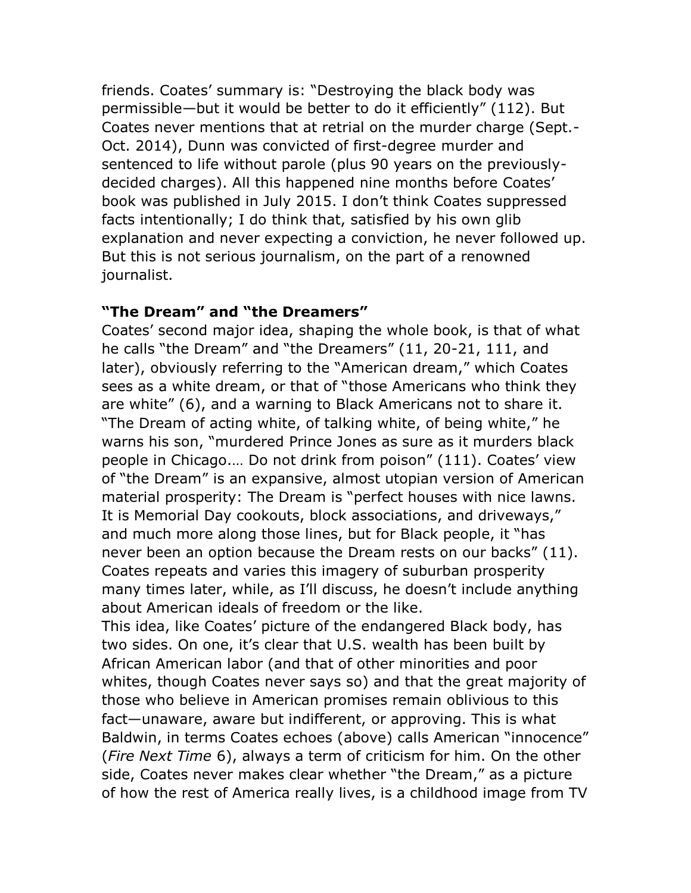friends. Coates' summary is: "Destroying the black body was permissible—but it would be better to do it efficiently" (112). But Coates never mentions that at retrial on the murder charge (Sept.-Oct. 2014), Dunn was convicted of first-degree murder and sentenced to life without parole (plus 90 years on the previously-decided charges). All this happened nine months before Coates' book was published in July 2015. I don't think Coates suppressed facts intentionally; I do think that, satisfied by his own glib explanation and never expecting a conviction, he never followed up. But this is not serious journalism, on the part of a renowned journalist.

**"The Dream" and "the Dreamers"**

Coates' second major idea, shaping the whole book, is that of what he calls "the Dream" and "the Dreamers" (11, 20-21, 111, and later), obviously referring to the "American dream," which Coates sees as a white dream, or that of "those Americans who think they are white" (6), and a warning to Black Americans not to share it. "The Dream of acting white, of talking white, of being white," he warns his son, "murdered Prince Jones as sure as it murders black people in Chicago.… Do not drink from poison" (111). Coates' view of "the Dream" is an expansive, almost utopian version of American material prosperity: The Dream is "perfect houses with nice lawns. It is Memorial Day cookouts, block associations, and driveways," and much more along those lines, but for Black people, it "has never been an option because the Dream rests on our backs" (11). Coates repeats and varies this imagery of suburban prosperity many times later, while, as I'll discuss, he doesn't include anything about American ideals of freedom or the like.

This idea, like Coates' picture of the endangered Black body, has two sides. On one, it's clear that U.S. wealth has been built by African American labor (and that of other minorities and poor whites, though Coates never says so) and that the great majority of those who believe in American promises remain oblivious to this fact—unaware, aware but indifferent, or approving. This is what Baldwin, in terms Coates echoes (above) calls American "innocence" (*Fire Next Time* 6), always a term of criticism for him. On the other side, Coates never makes clear whether "the Dream," as a picture of how the rest of America really lives, is a childhood image from TV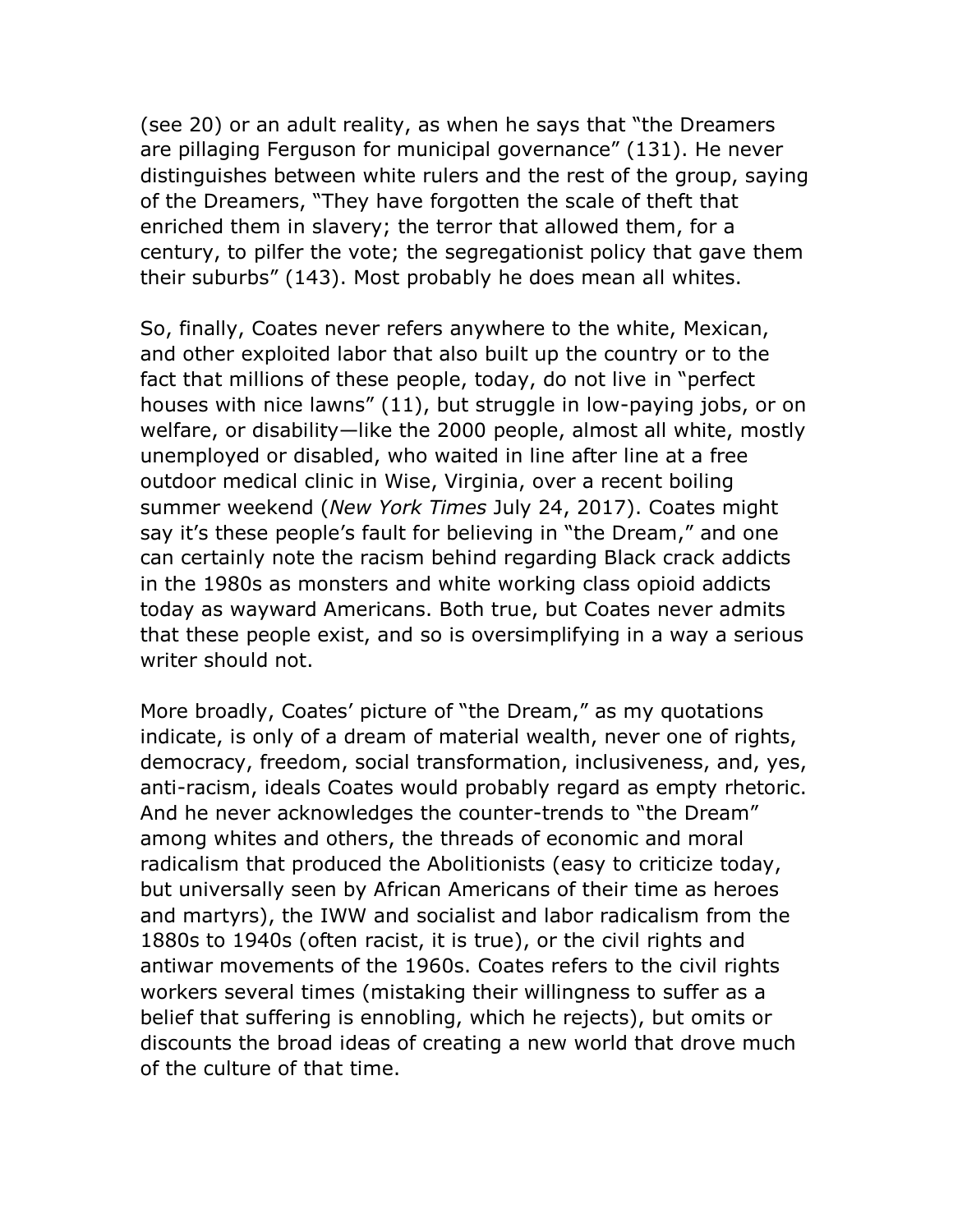(see 20) or an adult reality, as when he says that "the Dreamers are pillaging Ferguson for municipal governance" (131). He never distinguishes between white rulers and the rest of the group, saying of the Dreamers, "They have forgotten the scale of theft that enriched them in slavery; the terror that allowed them, for a century, to pilfer the vote; the segregationist policy that gave them their suburbs" (143). Most probably he does mean all whites.

So, finally, Coates never refers anywhere to the white, Mexican, and other exploited labor that also built up the country or to the fact that millions of these people, today, do not live in "perfect houses with nice lawns" (11), but struggle in low-paying jobs, or on welfare, or disability—like the 2000 people, almost all white, mostly unemployed or disabled, who waited in line after line at a free outdoor medical clinic in Wise, Virginia, over a recent boiling summer weekend (*New York Times* July 24, 2017). Coates might say it's these people's fault for believing in "the Dream," and one can certainly note the racism behind regarding Black crack addicts in the 1980s as monsters and white working class opioid addicts today as wayward Americans. Both true, but Coates never admits that these people exist, and so is oversimplifying in a way a serious writer should not.

More broadly, Coates' picture of "the Dream," as my quotations indicate, is only of a dream of material wealth, never one of rights, democracy, freedom, social transformation, inclusiveness, and, yes, anti-racism, ideals Coates would probably regard as empty rhetoric. And he never acknowledges the counter-trends to "the Dream" among whites and others, the threads of economic and moral radicalism that produced the Abolitionists (easy to criticize today, but universally seen by African Americans of their time as heroes and martyrs), the IWW and socialist and labor radicalism from the 1880s to 1940s (often racist, it is true), or the civil rights and antiwar movements of the 1960s. Coates refers to the civil rights workers several times (mistaking their willingness to suffer as a belief that suffering is ennobling, which he rejects), but omits or discounts the broad ideas of creating a new world that drove much of the culture of that time.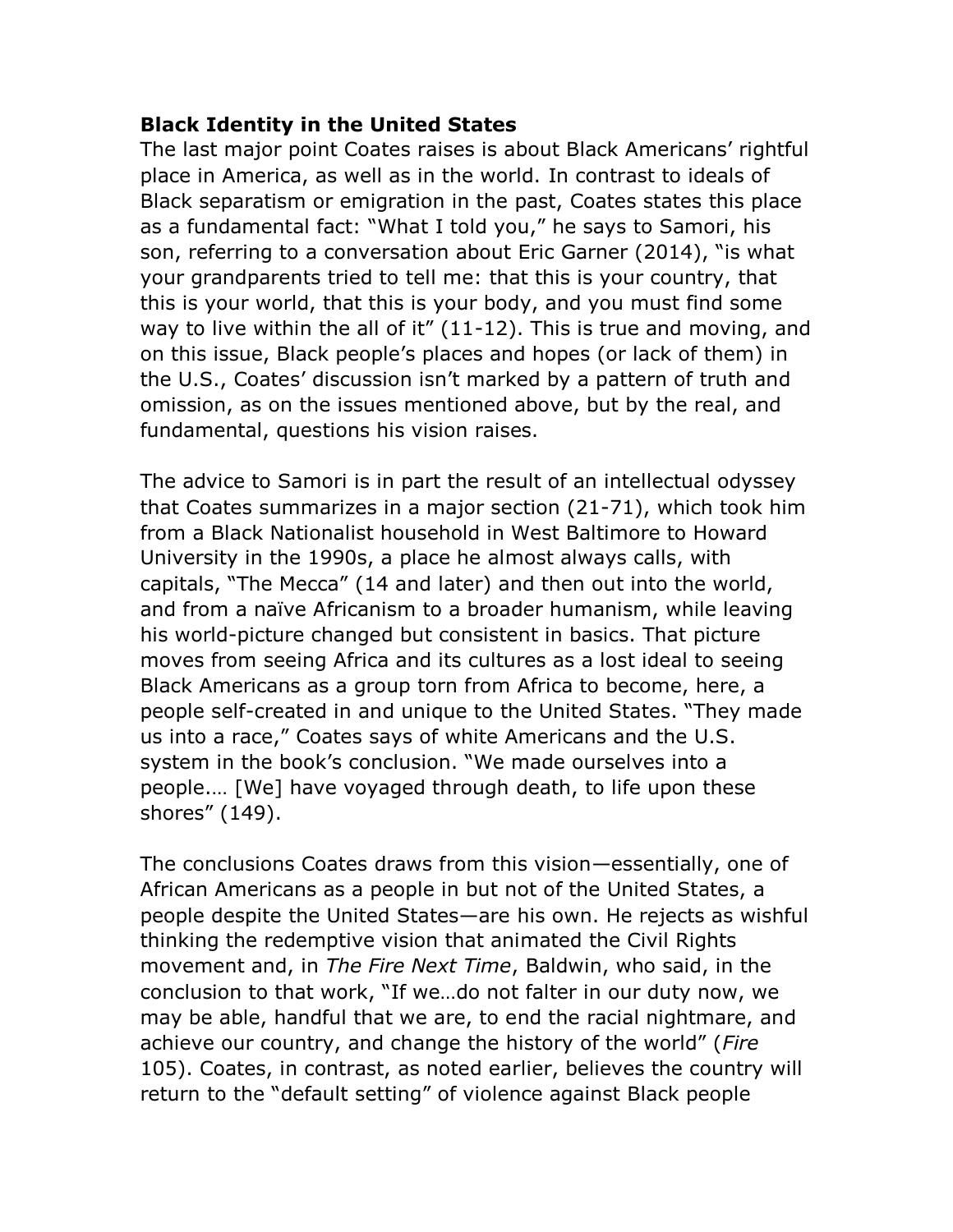**Black Identity in the United States**

The last major point Coates raises is about Black Americans' rightful place in America, as well as in the world. In contrast to ideals of Black separatism or emigration in the past, Coates states this place as a fundamental fact: "What I told you," he says to Samori, his son, referring to a conversation about Eric Garner (2014), "is what your grandparents tried to tell me: that this is your country, that this is your world, that this is your body, and you must find some way to live within the all of it" (11-12). This is true and moving, and on this issue, Black people's places and hopes (or lack of them) in the U.S., Coates' discussion isn't marked by a pattern of truth and omission, as on the issues mentioned above, but by the real, and fundamental, questions his vision raises.

The advice to Samori is in part the result of an intellectual odyssey that Coates summarizes in a major section (21-71), which took him from a Black Nationalist household in West Baltimore to Howard University in the 1990s, a place he almost always calls, with capitals, "The Mecca" (14 and later) and then out into the world, and from a naïve Africanism to a broader humanism, while leaving his world-picture changed but consistent in basics. That picture moves from seeing Africa and its cultures as a lost ideal to seeing Black Americans as a group torn from Africa to become, here, a people self-created in and unique to the United States. "They made us into a race," Coates says of white Americans and the U.S. system in the book's conclusion. "We made ourselves into a people.… [We] have voyaged through death, to life upon these shores" (149).

The conclusions Coates draws from this vision—essentially, one of African Americans as a people in but not of the United States, a people despite the United States—are his own. He rejects as wishful thinking the redemptive vision that animated the Civil Rights movement and, in *The Fire Next Time*, Baldwin, who said, in the conclusion to that work, "If we…do not falter in our duty now, we may be able, handful that we are, to end the racial nightmare, and achieve our country, and change the history of the world" (*Fire* 105). Coates, in contrast, as noted earlier, believes the country will return to the "default setting" of violence against Black people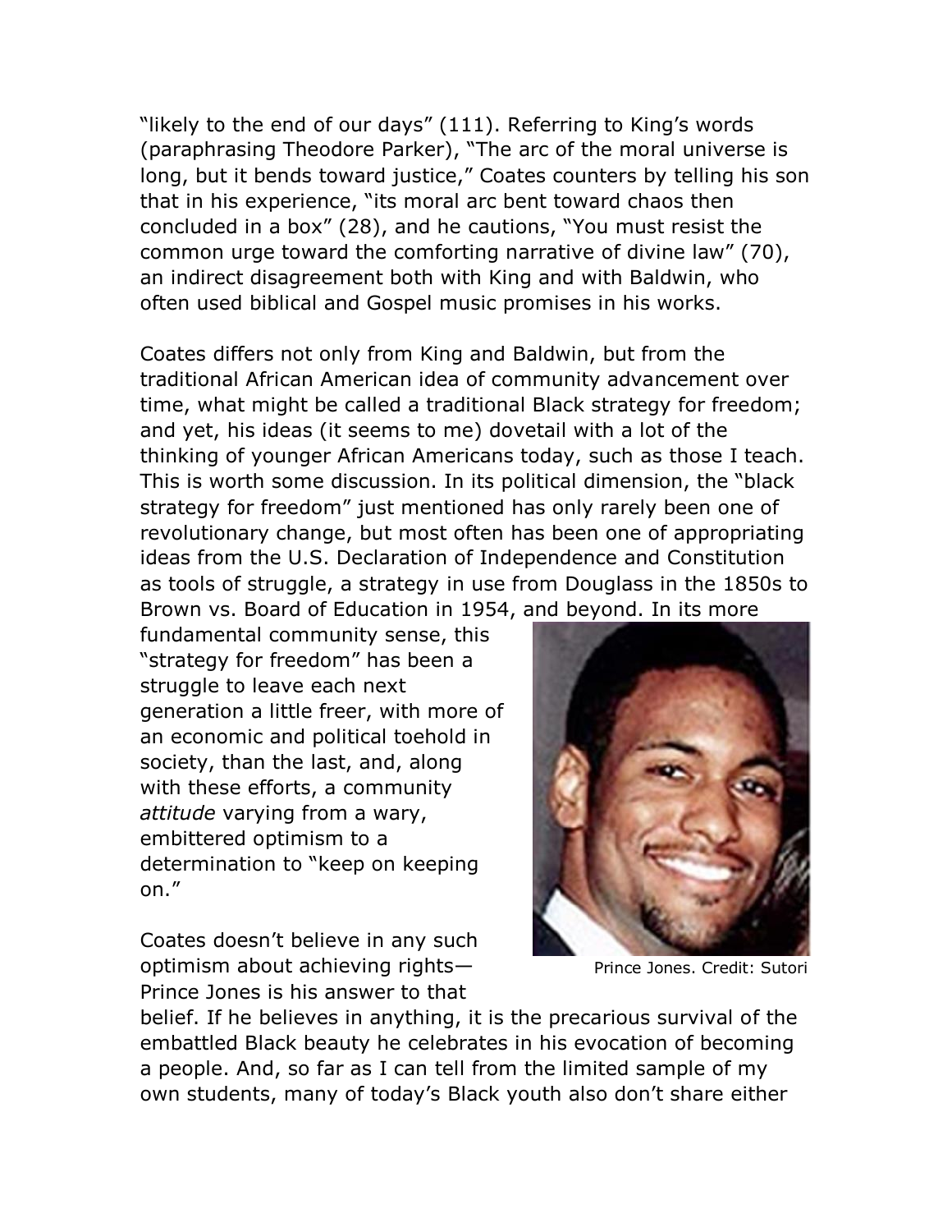"likely to the end of our days" (111). Referring to King's words (paraphrasing Theodore Parker), "The arc of the moral universe is long, but it bends toward justice," Coates counters by telling his son that in his experience, "its moral arc bent toward chaos then concluded in a box" (28), and he cautions, "You must resist the common urge toward the comforting narrative of divine law" (70), an indirect disagreement both with King and with Baldwin, who often used biblical and Gospel music promises in his works.

Coates differs not only from King and Baldwin, but from the traditional African American idea of community advancement over time, what might be called a traditional Black strategy for freedom; and yet, his ideas (it seems to me) dovetail with a lot of the thinking of younger African Americans today, such as those I teach. This is worth some discussion. In its political dimension, the "black strategy for freedom" just mentioned has only rarely been one of revolutionary change, but most often has been one of appropriating ideas from the U.S. Declaration of Independence and Constitution as tools of struggle, a strategy in use from Douglass in the 1850s to Brown vs. Board of Education in 1954, and beyond. In its more fundamental community sense, this "strategy for freedom" has been a struggle to leave each next generation a little freer, with more of an economic and political toehold in society, than the last, and, along with these efforts, a community *attitude* varying from a wary, embittered optimism to a determination to "keep on keeping on."

Prince Jones. Credit: Sutori

Coates doesn't believe in any such optimism about achieving rights—Prince Jones is his answer to that belief. If he believes in anything, it is the precarious survival of the embattled Black beauty he celebrates in his evocation of becoming a people. And, so far as I can tell from the limited sample of my own students, many of today's Black youth also don't share either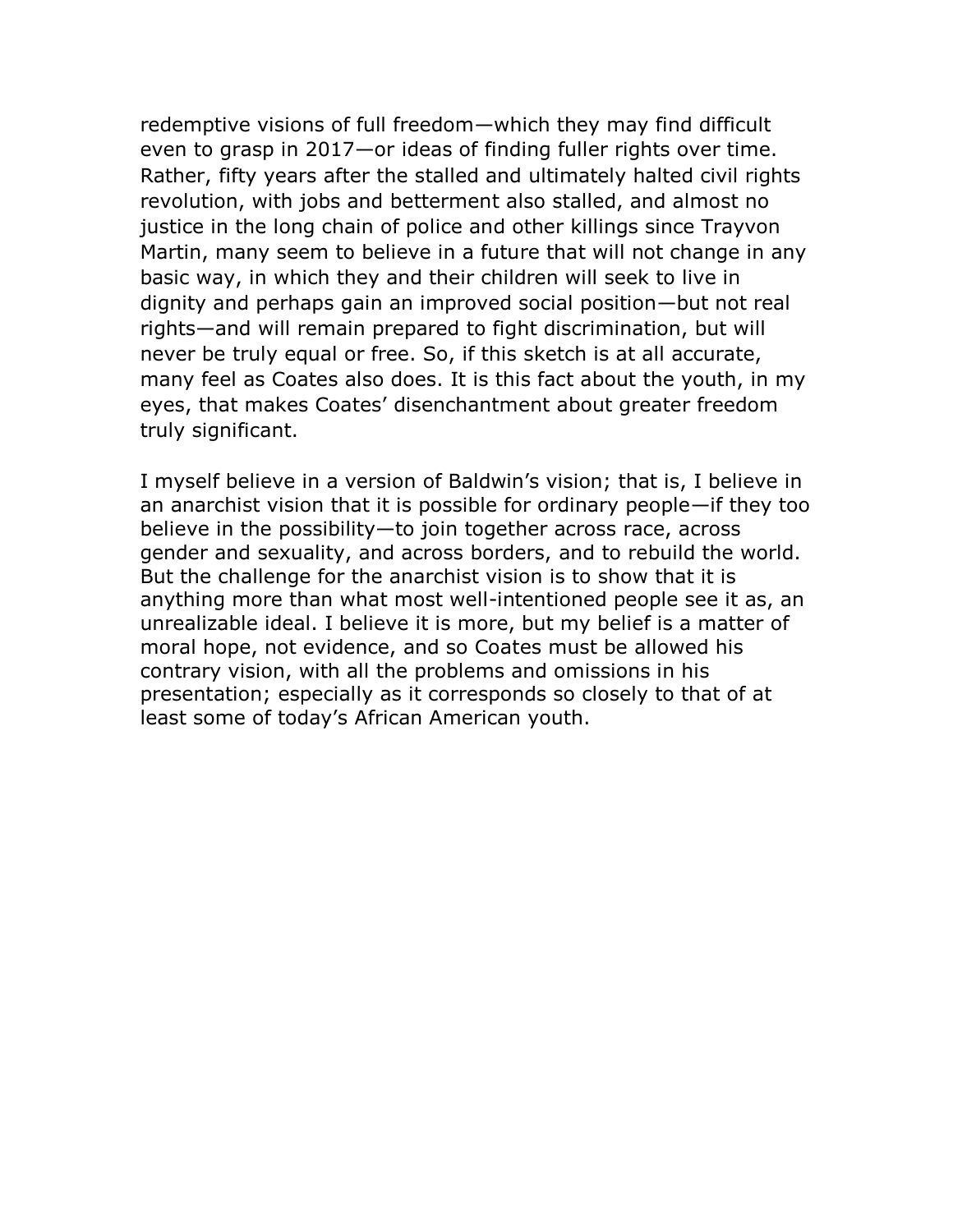redemptive visions of full freedom—which they may find difficult even to grasp in 2017—or ideas of finding fuller rights over time. Rather, fifty years after the stalled and ultimately halted civil rights revolution, with jobs and betterment also stalled, and almost no justice in the long chain of police and other killings since Trayvon Martin, many seem to believe in a future that will not change in any basic way, in which they and their children will seek to live in dignity and perhaps gain an improved social position—but not real rights—and will remain prepared to fight discrimination, but will never be truly equal or free. So, if this sketch is at all accurate, many feel as Coates also does. It is this fact about the youth, in my eyes, that makes Coates' disenchantment about greater freedom truly significant.

I myself believe in a version of Baldwin's vision; that is, I believe in an anarchist vision that it is possible for ordinary people—if they too believe in the possibility—to join together across race, across gender and sexuality, and across borders, and to rebuild the world. But the challenge for the anarchist vision is to show that it is anything more than what most well-intentioned people see it as, an unrealizable ideal. I believe it is more, but my belief is a matter of moral hope, not evidence, and so Coates must be allowed his contrary vision, with all the problems and omissions in his presentation; especially as it corresponds so closely to that of at least some of today's African American youth.